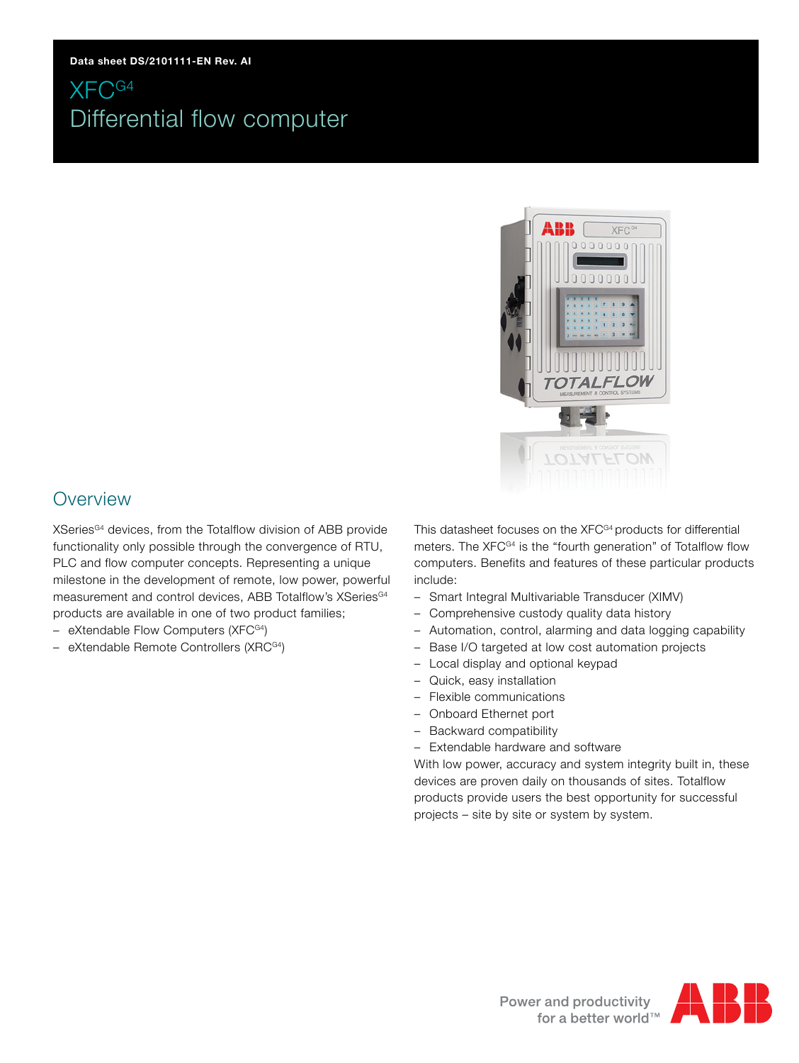Data sheet DS/2101111-EN Rev. AI

# XFC$^{G4}$
# Differential flow computer

## Overview

XSeries$^{G4}$ devices, from the Totalflow division of ABB provide functionality only possible through the convergence of RTU, PLC and flow computer concepts. Representing a unique milestone in the development of remote, low power, powerful measurement and control devices, ABB Totalflow's XSeries$^{G4}$ products are available in one of two product families;

- eXtendable Flow Computers (XFC$^{G4}$)
- eXtendable Remote Controllers (XRC$^{G4}$)

This datasheet focuses on the XFC$^{G4}$ products for differential meters. The XFC$^{G4}$ is the "fourth generation" of Totalflow flow computers. Benefits and features of these particular products include:

- Smart Integral Multivariable Transducer (XIMV)
- Comprehensive custody quality data history
- Automation, control, alarming and data logging capability
- Base I/O targeted at low cost automation projects
- Local display and optional keypad
- Quick, easy installation
- Flexible communications
- Onboard Ethernet port
- Backward compatibility
- Extendable hardware and software

With low power, accuracy and system integrity built in, these devices are proven daily on thousands of sites. Totalflow products provide users the best opportunity for successful projects – site by site or system by system.

Power and productivity for a better world™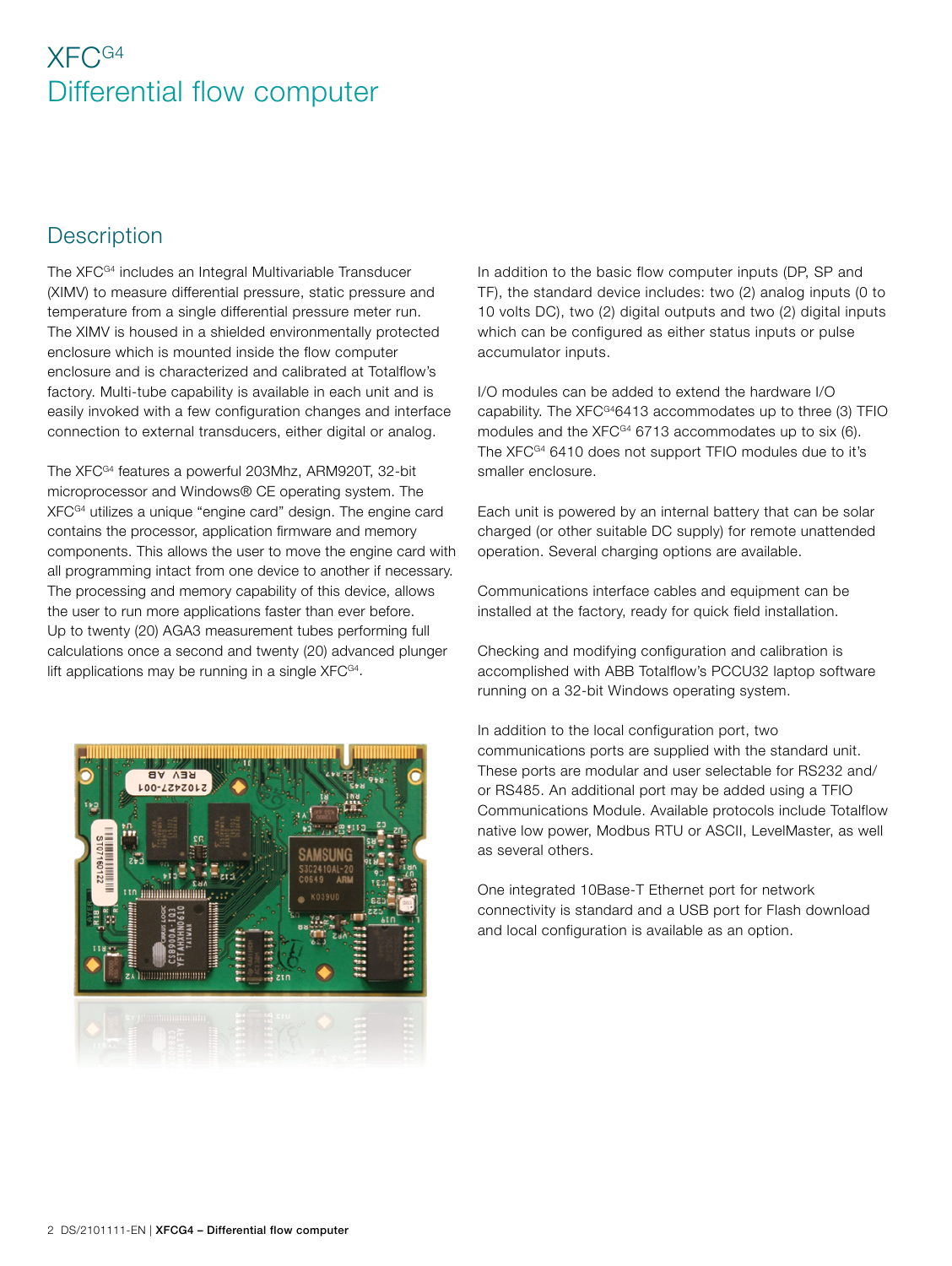# XFC$^{G4}$
# Differential flow computer

## Description

The XFC$^{G4}$ includes an Integral Multivariable Transducer (XIMV) to measure differential pressure, static pressure and temperature from a single differential pressure meter run. The XIMV is housed in a shielded environmentally protected enclosure which is mounted inside the flow computer enclosure and is characterized and calibrated at Totalflow's factory. Multi-tube capability is available in each unit and is easily invoked with a few configuration changes and interface connection to external transducers, either digital or analog.

The XFC$^{G4}$ features a powerful 203Mhz, ARM920T, 32-bit microprocessor and Windows® CE operating system. The XFC$^{G4}$ utilizes a unique "engine card" design. The engine card contains the processor, application firmware and memory components. This allows the user to move the engine card with all programming intact from one device to another if necessary. The processing and memory capability of this device, allows the user to run more applications faster than ever before. Up to twenty (20) AGA3 measurement tubes performing full calculations once a second and twenty (20) advanced plunger lift applications may be running in a single XFC$^{G4}$.

In addition to the basic flow computer inputs (DP, SP and TF), the standard device includes: two (2) analog inputs (0 to 10 volts DC), two (2) digital outputs and two (2) digital inputs which can be configured as either status inputs or pulse accumulator inputs.

I/O modules can be added to extend the hardware I/O capability. The XFC$^{G4}$6413 accommodates up to three (3) TFIO modules and the XFC$^{G4}$ 6713 accommodates up to six (6). The XFC$^{G4}$ 6410 does not support TFIO modules due to it's smaller enclosure.

Each unit is powered by an internal battery that can be solar charged (or other suitable DC supply) for remote unattended operation. Several charging options are available.

Communications interface cables and equipment can be installed at the factory, ready for quick field installation.

Checking and modifying configuration and calibration is accomplished with ABB Totalflow's PCCU32 laptop software running on a 32-bit Windows operating system.

In addition to the local configuration port, two communications ports are supplied with the standard unit. These ports are modular and user selectable for RS232 and/or RS485. An additional port may be added using a TFIO Communications Module. Available protocols include Totalflow native low power, Modbus RTU or ASCII, LevelMaster, as well as several others.

One integrated 10Base-T Ethernet port for network connectivity is standard and a USB port for Flash download and local configuration is available as an option.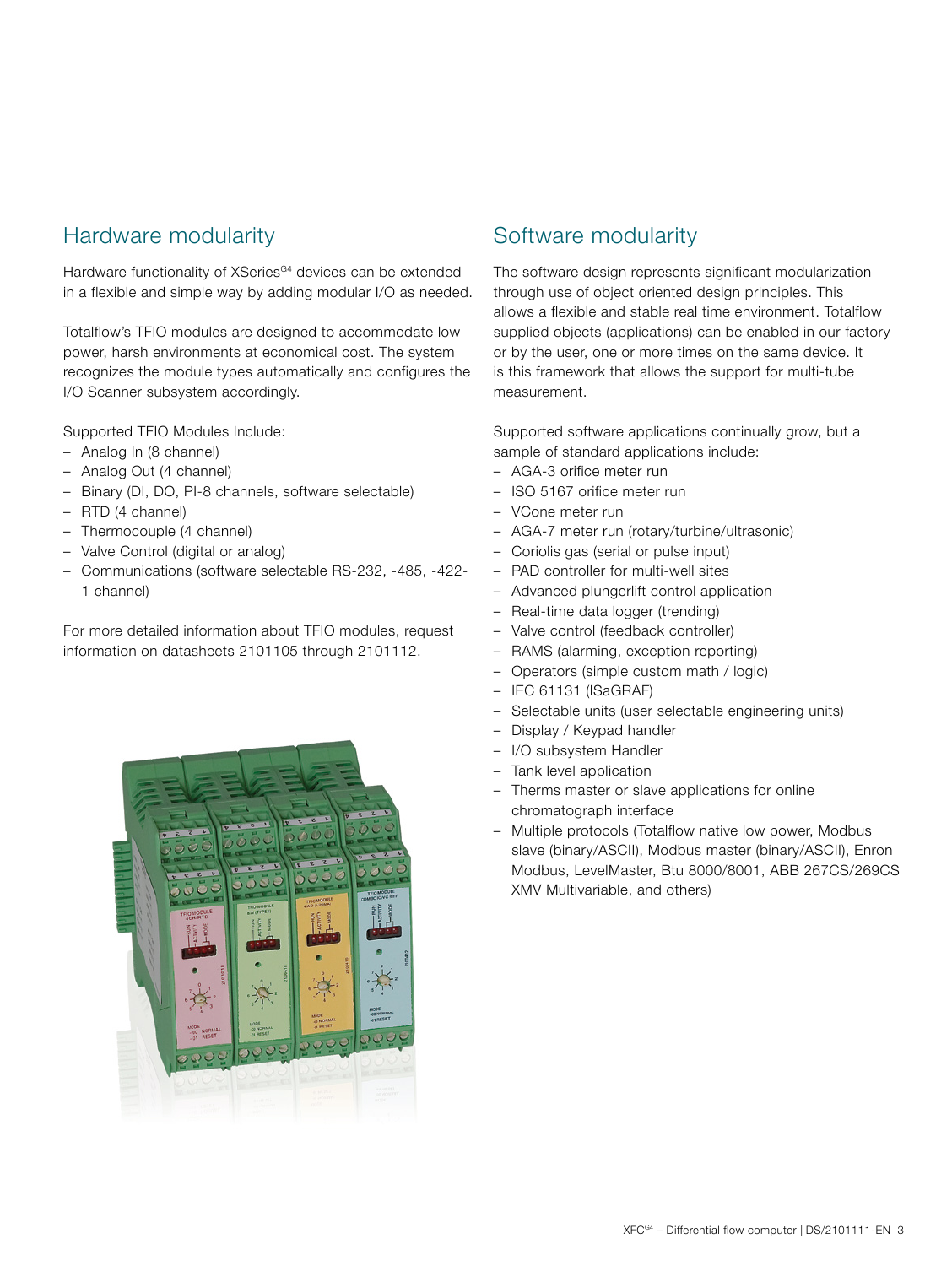## Hardware modularity

Hardware functionality of XSeries$^{G4}$ devices can be extended in a flexible and simple way by adding modular I/O as needed.

Totalflow's TFIO modules are designed to accommodate low power, harsh environments at economical cost. The system recognizes the module types automatically and configures the I/O Scanner subsystem accordingly.

Supported TFIO Modules Include:

- Analog In (8 channel)
- Analog Out (4 channel)
- Binary (DI, DO, PI-8 channels, software selectable)
- RTD (4 channel)
- Thermocouple (4 channel)
- Valve Control (digital or analog)
- Communications (software selectable RS-232, -485, -422-1 channel)

For more detailed information about TFIO modules, request information on datasheets 2101105 through 2101112.

## Software modularity

The software design represents significant modularization through use of object oriented design principles. This allows a flexible and stable real time environment. Totalflow supplied objects (applications) can be enabled in our factory or by the user, one or more times on the same device. It is this framework that allows the support for multi-tube measurement.

Supported software applications continually grow, but a sample of standard applications include:

- AGA-3 orifice meter run
- ISO 5167 orifice meter run
- VCone meter run
- AGA-7 meter run (rotary/turbine/ultrasonic)
- Coriolis gas (serial or pulse input)
- PAD controller for multi-well sites
- Advanced plungerlift control application
- Real-time data logger (trending)
- Valve control (feedback controller)
- RAMS (alarming, exception reporting)
- Operators (simple custom math / logic)
- IEC 61131 (ISaGRAF)
- Selectable units (user selectable engineering units)
- Display / Keypad handler
- I/O subsystem Handler
- Tank level application
- Therms master or slave applications for online chromatograph interface
- Multiple protocols (Totalflow native low power, Modbus slave (binary/ASCII), Modbus master (binary/ASCII), Enron Modbus, LevelMaster, Btu 8000/8001, ABB 267CS/269CS XMV Multivariable, and others)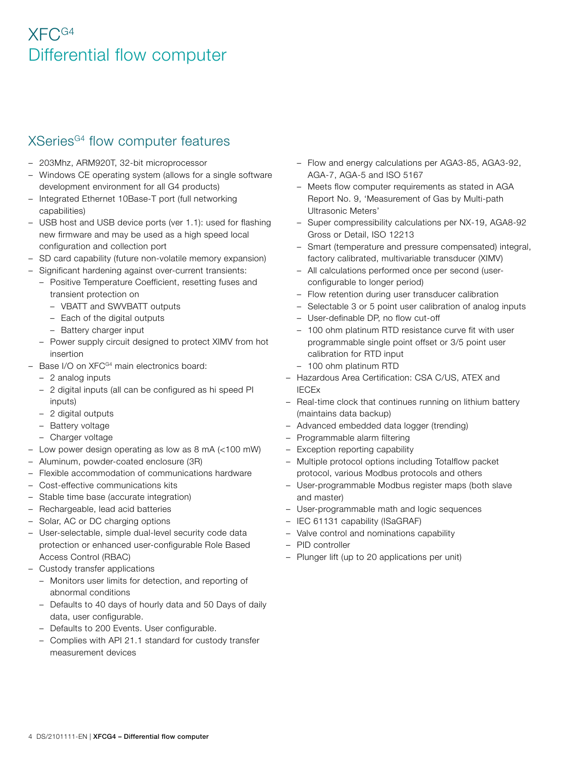# XFC$^{G4}$
# Differential flow computer

## XSeries$^{G4}$ flow computer features

- 203Mhz, ARM920T, 32-bit microprocessor
- Windows CE operating system (allows for a single software development environment for all G4 products)
- Integrated Ethernet 10Base-T port (full networking capabilities)
- USB host and USB device ports (ver 1.1): used for flashing new firmware and may be used as a high speed local configuration and collection port
- SD card capability (future non-volatile memory expansion)
- Significant hardening against over-current transients:
  - Positive Temperature Coefficient, resetting fuses and transient protection on
    - VBATT and SWVBATT outputs
    - Each of the digital outputs
    - Battery charger input
  - Power supply circuit designed to protect XIMV from hot insertion
- Base I/O on XFC$^{G4}$ main electronics board:
  - 2 analog inputs
  - 2 digital inputs (all can be configured as hi speed PI inputs)
  - 2 digital outputs
  - Battery voltage
  - Charger voltage
- Low power design operating as low as 8 mA (<100 mW)
- Aluminum, powder-coated enclosure (3R)
- Flexible accommodation of communications hardware
- Cost-effective communications kits
- Stable time base (accurate integration)
- Rechargeable, lead acid batteries
- Solar, AC or DC charging options
- User-selectable, simple dual-level security code data protection or enhanced user-configurable Role Based Access Control (RBAC)
- Custody transfer applications
  - Monitors user limits for detection, and reporting of abnormal conditions
  - Defaults to 40 days of hourly data and 50 Days of daily data, user configurable.
  - Defaults to 200 Events. User configurable.
  - Complies with API 21.1 standard for custody transfer measurement devices
  - Flow and energy calculations per AGA3-85, AGA3-92, AGA-7, AGA-5 and ISO 5167
  - Meets flow computer requirements as stated in AGA Report No. 9, 'Measurement of Gas by Multi-path Ultrasonic Meters'
  - Super compressibility calculations per NX-19, AGA8-92 Gross or Detail, ISO 12213
  - Smart (temperature and pressure compensated) integral, factory calibrated, multivariable transducer (XIMV)
  - All calculations performed once per second (user-configurable to longer period)
  - Flow retention during user transducer calibration
  - Selectable 3 or 5 point user calibration of analog inputs
  - User-definable DP, no flow cut-off
  - 100 ohm platinum RTD resistance curve fit with user programmable single point offset or 3/5 point user calibration for RTD input
  - 100 ohm platinum RTD
- Hazardous Area Certification: CSA C/US, ATEX and IECEx
- Real-time clock that continues running on lithium battery (maintains data backup)
- Advanced embedded data logger (trending)
- Programmable alarm filtering
- Exception reporting capability
- Multiple protocol options including Totalflow packet protocol, various Modbus protocols and others
- User-programmable Modbus register maps (both slave and master)
- User-programmable math and logic sequences
- IEC 61131 capability (ISaGRAF)
- Valve control and nominations capability
- PID controller
- Plunger lift (up to 20 applications per unit)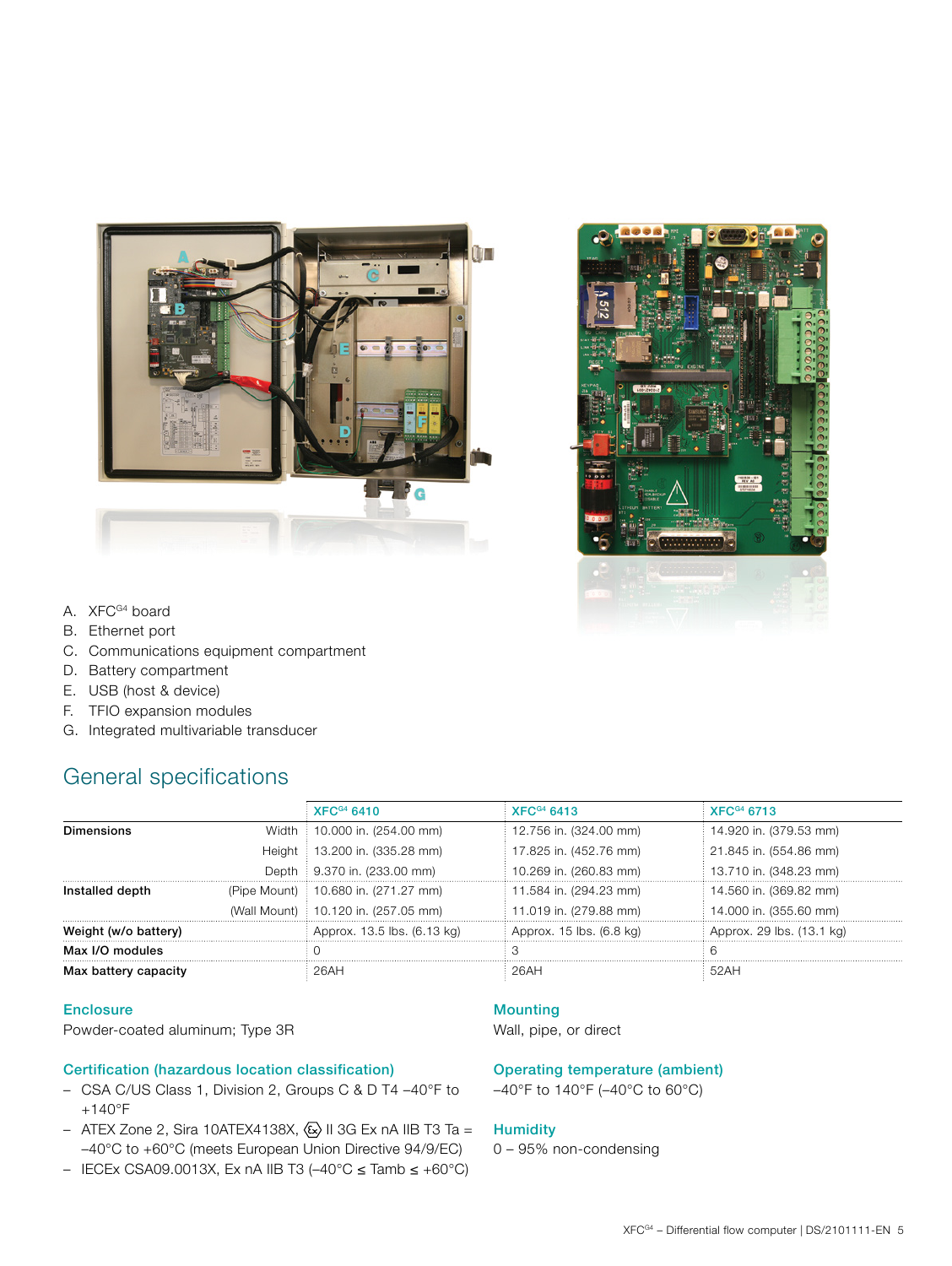A. XFC$^{G4}$ board
B. Ethernet port
C. Communications equipment compartment
D. Battery compartment
E. USB (host & device)
F. TFIO expansion modules
G. Integrated multivariable transducer

## General specifications

| | | XFC$^{G4}$ 6410 | XFC$^{G4}$ 6413 | XFC$^{G4}$ 6713 |
|---|---|---|---|---|
| **Dimensions** | Width | 10.000 in. (254.00 mm) | 12.756 in. (324.00 mm) | 14.920 in. (379.53 mm) |
| | Height | 13.200 in. (335.28 mm) | 17.825 in. (452.76 mm) | 21.845 in. (554.86 mm) |
| | Depth | 9.370 in. (233.00 mm) | 10.269 in. (260.83 mm) | 13.710 in. (348.23 mm) |
| **Installed depth** | (Pipe Mount) | 10.680 in. (271.27 mm) | 11.584 in. (294.23 mm) | 14.560 in. (369.82 mm) |
| | (Wall Mount) | 10.120 in. (257.05 mm) | 11.019 in. (279.88 mm) | 14.000 in. (355.60 mm) |
| **Weight (w/o battery)** | | Approx. 13.5 lbs. (6.13 kg) | Approx. 15 lbs. (6.8 kg) | Approx. 29 lbs. (13.1 kg) |
| **Max I/O modules** | | 0 | 3 | 6 |
| **Max battery capacity** | | 26AH | 26AH | 52AH |

### Enclosure

Powder-coated aluminum; Type 3R

### Certification (hazardous location classification)

- CSA C/US Class 1, Division 2, Groups C & D T4 –40°F to +140°F
- ATEX Zone 2, Sira 10ATEX4138X, Ex II 3G Ex nA IIB T3 Ta = –40°C to +60°C (meets European Union Directive 94/9/EC)
- IECEx CSA09.0013X, Ex nA IIB T3 (–40°C ≤ Tamb ≤ +60°C)

### Mounting

Wall, pipe, or direct

### Operating temperature (ambient)

–40°F to 140°F (–40°C to 60°C)

### Humidity

0 – 95% non-condensing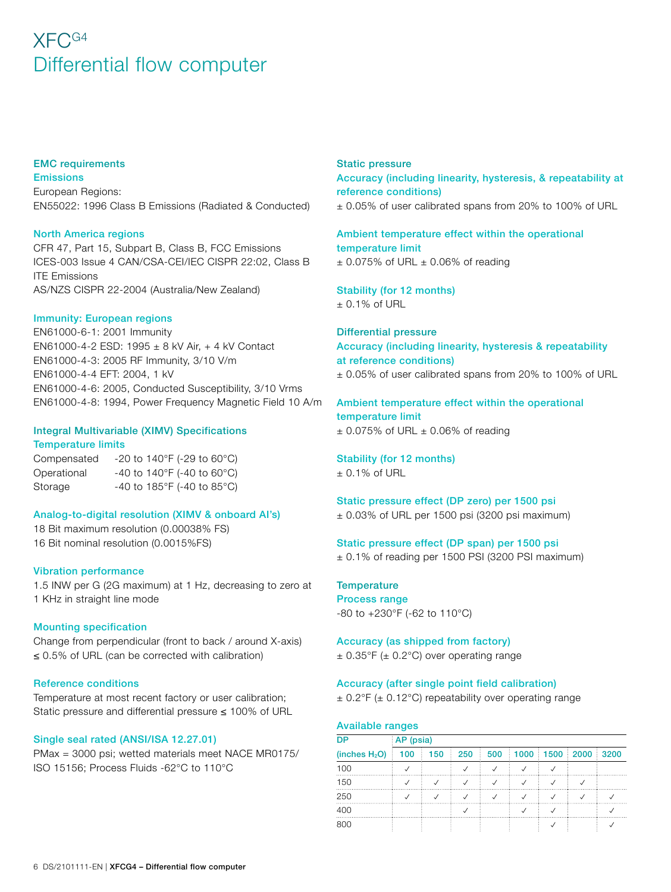# XFC[G4] Differential flow computer

### EMC requirements

#### Emissions

European Regions:
EN55022: 1996 Class B Emissions (Radiated & Conducted)

#### North America regions

CFR 47, Part 15, Subpart B, Class B, FCC Emissions
ICES-003 Issue 4 CAN/CSA-CEI/IEC CISPR 22:02, Class B ITE Emissions
AS/NZS CISPR 22-2004 (Australia/New Zealand)

#### Immunity: European regions

EN61000-6-1: 2001 Immunity
EN61000-4-2 ESD: 1995 ± 8 kV Air, + 4 kV Contact
EN61000-4-3: 2005 RF Immunity, 3/10 V/m
EN61000-4-4 EFT: 2004, 1 kV
EN61000-4-6: 2005, Conducted Susceptibility, 3/10 Vrms
EN61000-4-8: 1994, Power Frequency Magnetic Field 10 A/m

### Integral Multivariable (XIMV) Specifications

#### Temperature limits

| | |
|---|---|
| Compensated | -20 to 140°F (-29 to 60°C) |
| Operational | -40 to 140°F (-40 to 60°C) |
| Storage | -40 to 185°F (-40 to 85°C) |

#### Analog-to-digital resolution (XIMV & onboard AI's)

18 Bit maximum resolution (0.00038% FS)
16 Bit nominal resolution (0.0015%FS)

#### Vibration performance

1.5 INW per G (2G maximum) at 1 Hz, decreasing to zero at 1 KHz in straight line mode

#### Mounting specification

Change from perpendicular (front to back / around X-axis) ≤ 0.5% of URL (can be corrected with calibration)

#### Reference conditions

Temperature at most recent factory or user calibration;
Static pressure and differential pressure ≤ 100% of URL

#### Single seal rated (ANSI/ISA 12.27.01)

PMax = 3000 psi; wetted materials meet NACE MR0175/ ISO 15156; Process Fluids -62°C to 110°C

### Static pressure

#### Accuracy (including linearity, hysteresis, & repeatability at reference conditions)

± 0.05% of user calibrated spans from 20% to 100% of URL

#### Ambient temperature effect within the operational temperature limit

± 0.075% of URL ± 0.06% of reading

#### Stability (for 12 months)

± 0.1% of URL

### Differential pressure

#### Accuracy (including linearity, hysteresis & repeatability at reference conditions)

± 0.05% of user calibrated spans from 20% to 100% of URL

#### Ambient temperature effect within the operational temperature limit

± 0.075% of URL ± 0.06% of reading

#### Stability (for 12 months)

± 0.1% of URL

#### Static pressure effect (DP zero) per 1500 psi

± 0.03% of URL per 1500 psi (3200 psi maximum)

#### Static pressure effect (DP span) per 1500 psi

± 0.1% of reading per 1500 PSI (3200 PSI maximum)

### Temperature

#### Process range

-80 to +230°F (-62 to 110°C)

#### Accuracy (as shipped from factory)

± 0.35°F (± 0.2°C) over operating range

#### Accuracy (after single point field calibration)

± 0.2°F (± 0.12°C) repeatability over operating range

#### Available ranges

| DP | AP (psia) | | | | | | | |
|---|---|---|---|---|---|---|---|---|
| (inches $H_2O$) | 100 | 150 | 250 | 500 | 1000 | 1500 | 2000 | 3200 |
| 100 | ✓ | | ✓ | ✓ | ✓ | ✓ | | |
| 150 | ✓ | ✓ | ✓ | ✓ | ✓ | ✓ | ✓ | |
| 250 | ✓ | ✓ | ✓ | ✓ | ✓ | ✓ | ✓ | ✓ |
| 400 | | | ✓ | | ✓ | ✓ | | ✓ |
| 800 | | | | | | ✓ | | ✓ |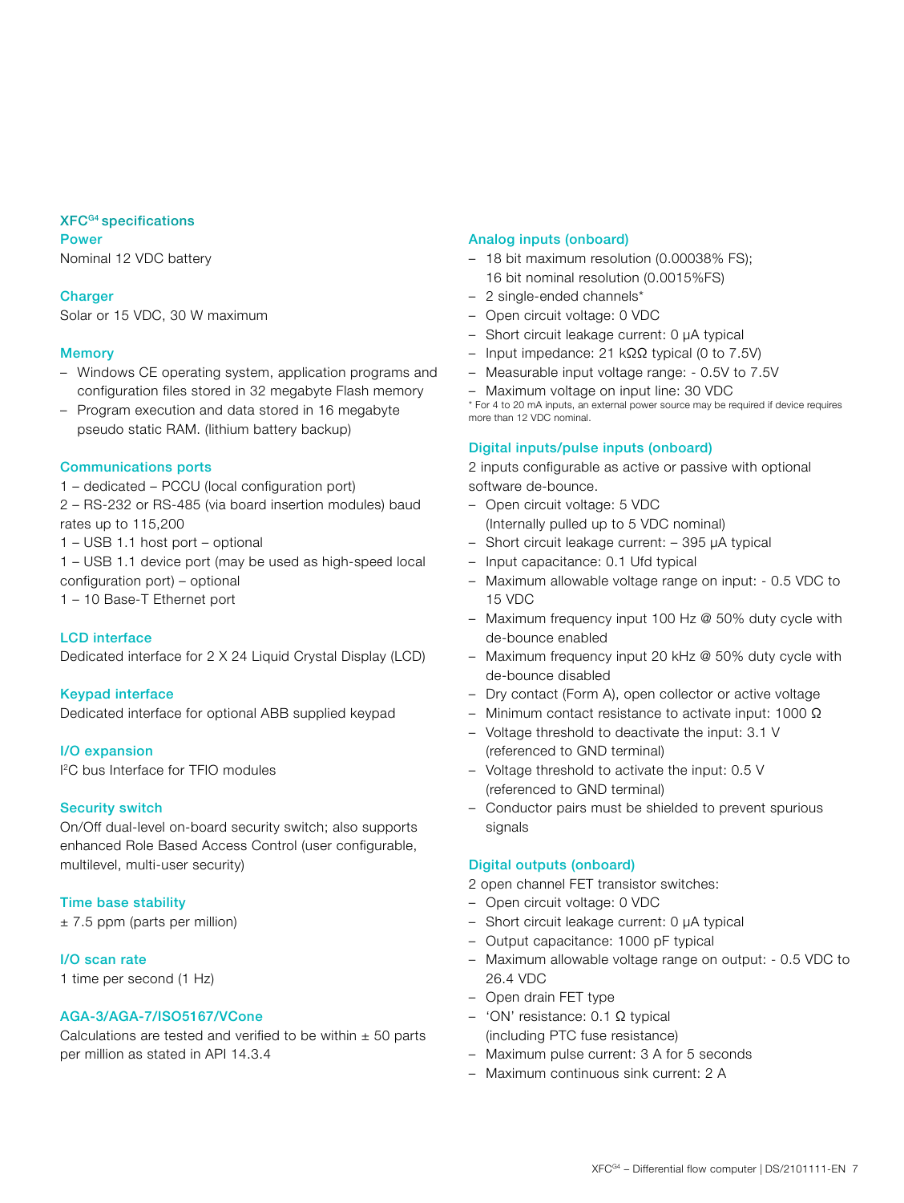## XFC$^{G4}$ specifications

### Power

Nominal 12 VDC battery

### Charger

Solar or 15 VDC, 30 W maximum

### Memory

- Windows CE operating system, application programs and configuration files stored in 32 megabyte Flash memory
- Program execution and data stored in 16 megabyte pseudo static RAM. (lithium battery backup)

### Communications ports

1 – dedicated – PCCU (local configuration port)
2 – RS-232 or RS-485 (via board insertion modules) baud rates up to 115,200
1 – USB 1.1 host port – optional
1 – USB 1.1 device port (may be used as high-speed local configuration port) – optional
1 – 10 Base-T Ethernet port

### LCD interface

Dedicated interface for 2 X 24 Liquid Crystal Display (LCD)

### Keypad interface

Dedicated interface for optional ABB supplied keypad

### I/O expansion

$I^2C$ bus Interface for TFIO modules

### Security switch

On/Off dual-level on-board security switch; also supports enhanced Role Based Access Control (user configurable, multilevel, multi-user security)

### Time base stability

± 7.5 ppm (parts per million)

### I/O scan rate

1 time per second (1 Hz)

### AGA-3/AGA-7/ISO5167/VCone

Calculations are tested and verified to be within ± 50 parts per million as stated in API 14.3.4

### Analog inputs (onboard)

- 18 bit maximum resolution (0.00038% FS); 16 bit nominal resolution (0.0015%FS)
- 2 single-ended channels*
- Open circuit voltage: 0 VDC
- Short circuit leakage current: 0 µA typical
- Input impedance: 21 kΩΩ typical (0 to 7.5V)
- Measurable input voltage range: - 0.5V to 7.5V
- Maximum voltage on input line: 30 VDC

\* For 4 to 20 mA inputs, an external power source may be required if device requires more than 12 VDC nominal.

### Digital inputs/pulse inputs (onboard)

2 inputs configurable as active or passive with optional software de-bounce.

- Open circuit voltage: 5 VDC (Internally pulled up to 5 VDC nominal)
- Short circuit leakage current: – 395 µA typical
- Input capacitance: 0.1 Ufd typical
- Maximum allowable voltage range on input: - 0.5 VDC to 15 VDC
- Maximum frequency input 100 Hz @ 50% duty cycle with de-bounce enabled
- Maximum frequency input 20 kHz @ 50% duty cycle with de-bounce disabled
- Dry contact (Form A), open collector or active voltage
- Minimum contact resistance to activate input: 1000 Ω
- Voltage threshold to deactivate the input: 3.1 V (referenced to GND terminal)
- Voltage threshold to activate the input: 0.5 V (referenced to GND terminal)
- Conductor pairs must be shielded to prevent spurious signals

### Digital outputs (onboard)

2 open channel FET transistor switches:

- Open circuit voltage: 0 VDC
- Short circuit leakage current: 0 µA typical
- Output capacitance: 1000 pF typical
- Maximum allowable voltage range on output: - 0.5 VDC to 26.4 VDC
- Open drain FET type
- 'ON' resistance: 0.1 Ω typical (including PTC fuse resistance)
- Maximum pulse current: 3 A for 5 seconds
- Maximum continuous sink current: 2 A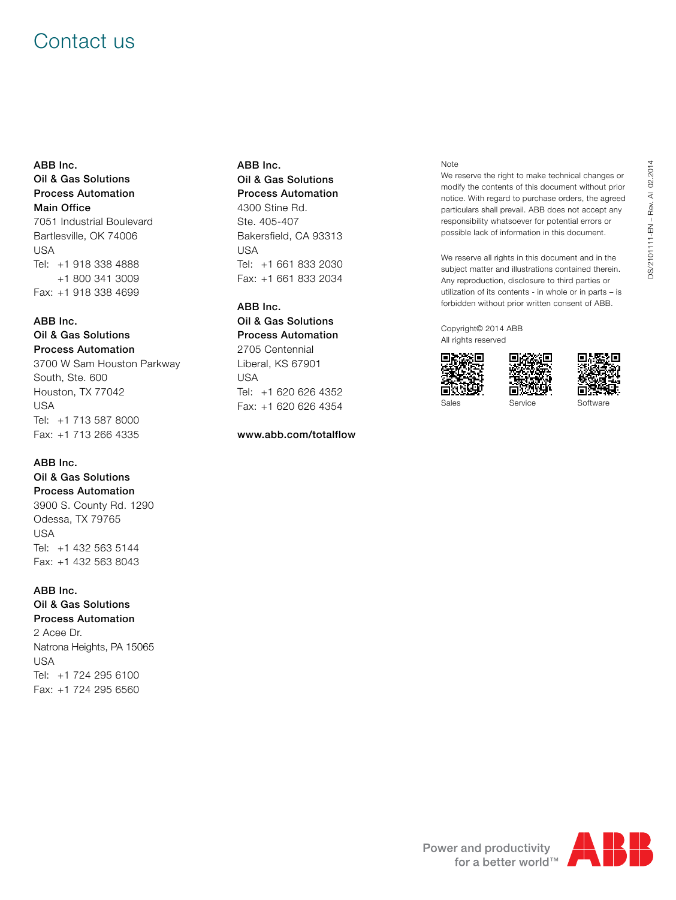# Contact us

**ABB Inc.**
**Oil & Gas Solutions**
**Process Automation**
**Main Office**
7051 Industrial Boulevard
Bartlesville, OK 74006
USA
Tel: +1 918 338 4888
+1 800 341 3009
Fax: +1 918 338 4699

**ABB Inc.**
**Oil & Gas Solutions**
**Process Automation**
3700 W Sam Houston Parkway
South, Ste. 600
Houston, TX 77042
USA
Tel: +1 713 587 8000
Fax: +1 713 266 4335

**ABB Inc.**
**Oil & Gas Solutions**
**Process Automation**
3900 S. County Rd. 1290
Odessa, TX 79765
USA
Tel: +1 432 563 5144
Fax: +1 432 563 8043

**ABB Inc.**
**Oil & Gas Solutions**
**Process Automation**
2 Acee Dr.
Natrona Heights, PA 15065
USA
Tel: +1 724 295 6100
Fax: +1 724 295 6560

**ABB Inc.**
**Oil & Gas Solutions**
**Process Automation**
4300 Stine Rd.
Ste. 405-407
Bakersfield, CA 93313
USA
Tel: +1 661 833 2030
Fax: +1 661 833 2034

**ABB Inc.**
**Oil & Gas Solutions**
**Process Automation**
2705 Centennial
Liberal, KS 67901
USA
Tel: +1 620 626 4352
Fax: +1 620 626 4354

**www.abb.com/totalflow**

Note
We reserve the right to make technical changes or modify the contents of this document without prior notice. With regard to purchase orders, the agreed particulars shall prevail. ABB does not accept any responsibility whatsoever for potential errors or possible lack of information in this document.

We reserve all rights in this document and in the subject matter and illustrations contained therein. Any reproduction, disclosure to third parties or utilization of its contents - in whole or in parts – is forbidden without prior written consent of ABB.

Copyright© 2014 ABB
All rights reserved

Sales Service Software

DS/2101111-EN – Rev. AI 02.2014

Power and productivity
for a better world™